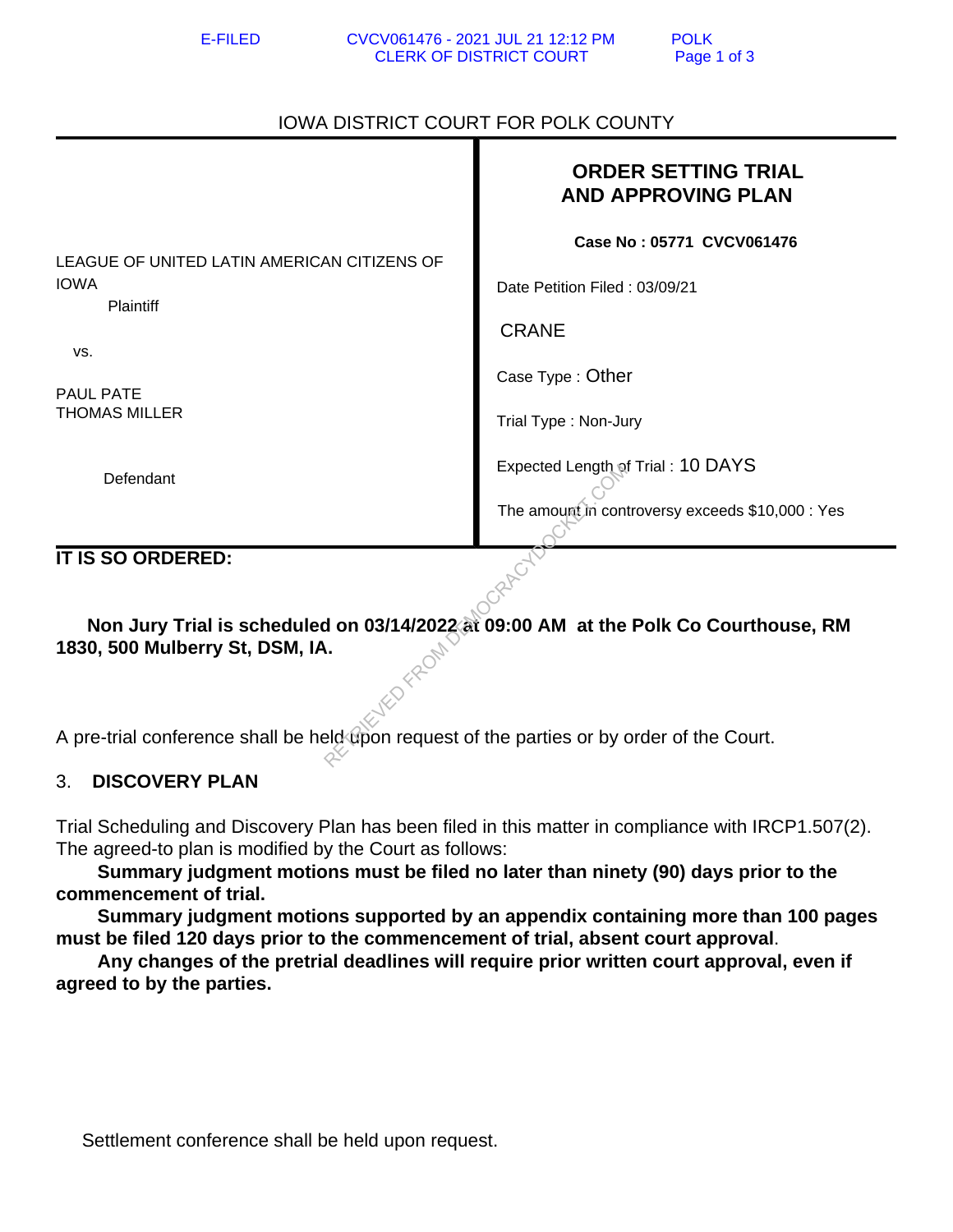E-FILED CVCV061476 - 2021 JUL 21 12:12 PM POLK
CLERK OF DISTRICT COURT

IOWA DISTRICT COURT FOR POLK COUNTY

| | |
|---|---|
| LEAGUE OF UNITED LATIN AMERICAN CITIZENS OF IOWA<br>Plaintiff<br><br>vs.<br><br>PAUL PATE<br>THOMAS MILLER<br><br>Defendant | **ORDER SETTING TRIAL AND APPROVING PLAN**<br><br>**Case No : 05771 CVCV061476**<br><br>Date Petition Filed : 03/09/21<br><br>CRANE<br><br>Case Type : Other<br><br>Trial Type : Non-Jury<br><br>Expected Length of Trial : 10 DAYS<br><br>The amount in controversy exceeds $10,000 : Yes |

**IT IS SO ORDERED:**

**Non Jury Trial is scheduled on 03/14/2022 at 09:00 AM at the Polk Co Courthouse, RM 1830, 500 Mulberry St, DSM, IA.**

A pre-trial conference shall be held upon request of the parties or by order of the Court.

3. **DISCOVERY PLAN**

Trial Scheduling and Discovery Plan has been filed in this matter in compliance with IRCP1.507(2). The agreed-to plan is modified by the Court as follows:

**Summary judgment motions must be filed no later than ninety (90) days prior to the commencement of trial.**

**Summary judgment motions supported by an appendix containing more than 100 pages must be filed 120 days prior to the commencement of trial, absent court approval**.

**Any changes of the pretrial deadlines will require prior written court approval, even if agreed to by the parties.**

Settlement conference shall be held upon request.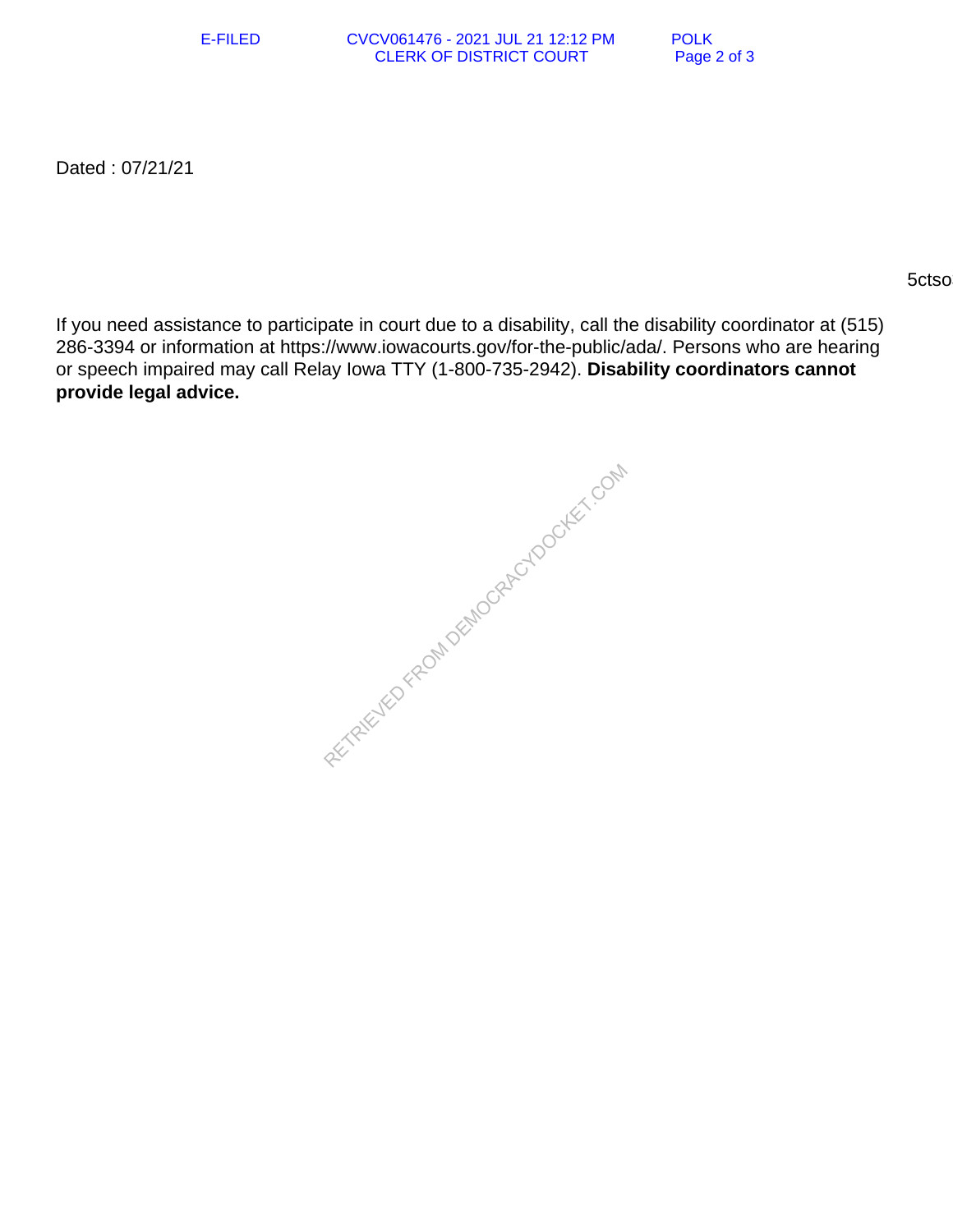Dated : 07/21/21

5ctso

If you need assistance to participate in court due to a disability, call the disability coordinator at (515) 286-3394 or information at https://www.iowacourts.gov/for-the-public/ada/. Persons who are hearing or speech impaired may call Relay Iowa TTY (1-800-735-2942). **Disability coordinators cannot provide legal advice.**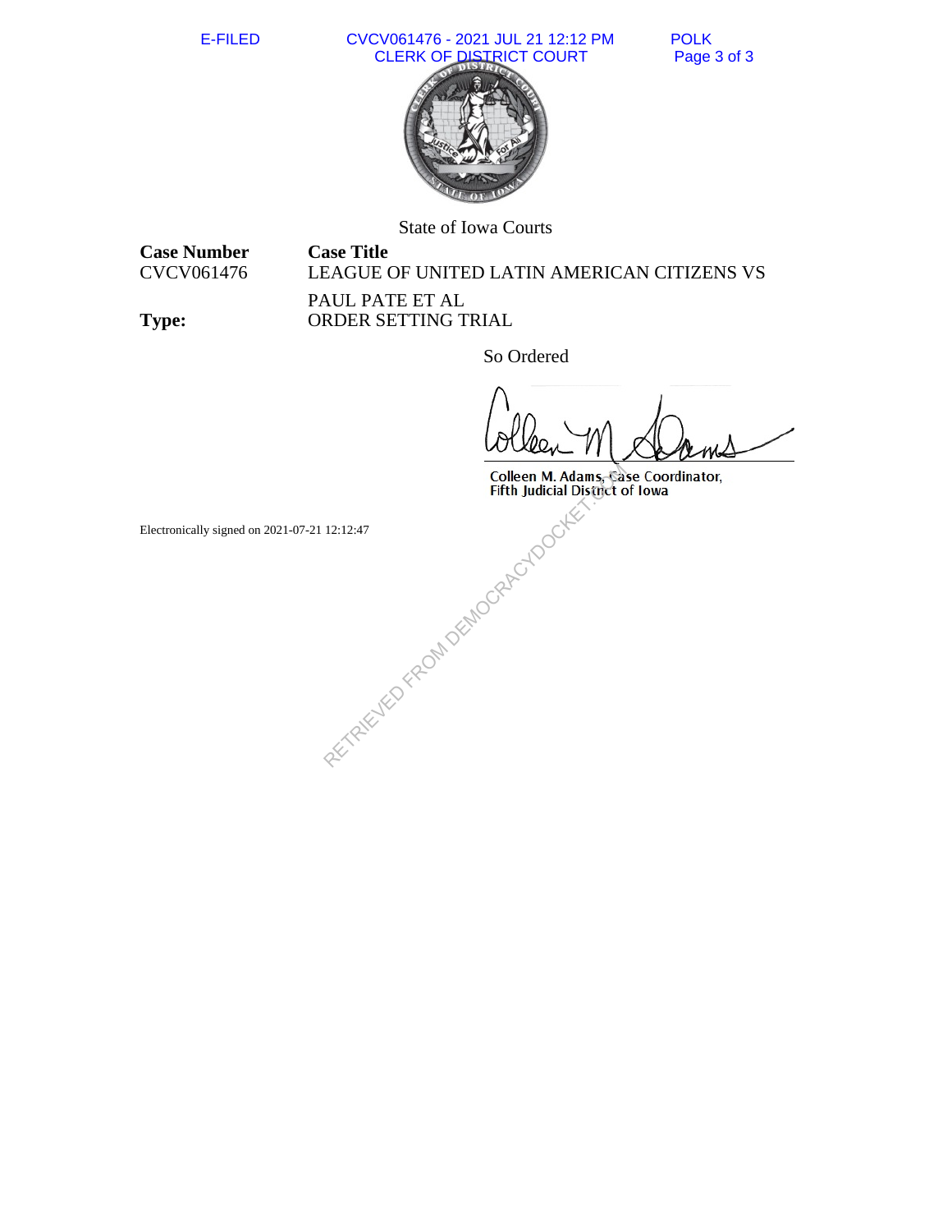State of Iowa Courts

| | |
|---|---|
| **Case Number** | **Case Title** |
| CVCV061476 | LEAGUE OF UNITED LATIN AMERICAN CITIZENS VS PAUL PATE ET AL |
| **Type:** | ORDER SETTING TRIAL |

So Ordered

Colleen M. Adams, Case Coordinator,
Fifth Judicial District of Iowa

Electronically signed on 2021-07-21 12:12:47